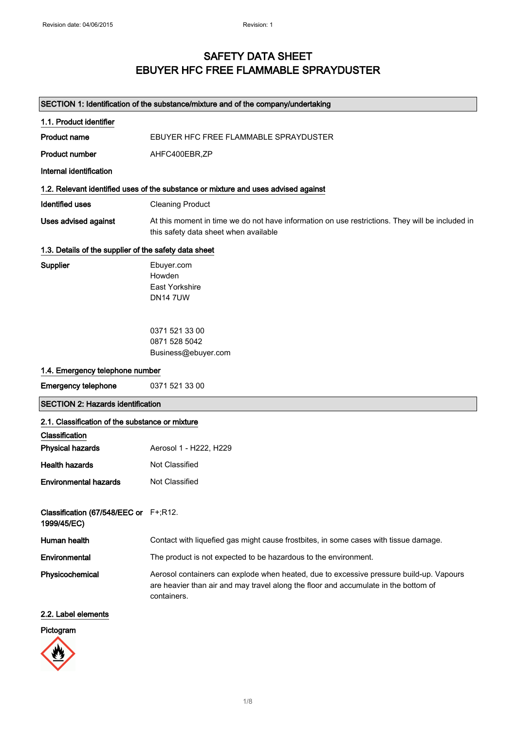# SAFETY DATA SHEET
# EBUYER HFC FREE FLAMMABLE SPRAYDUSTER

## SECTION 1: Identification of the substance/mixture and of the company/undertaking

### 1.1. Product identifier

**Product name** EBUYER HFC FREE FLAMMABLE SPRAYDUSTER

**Product number** AHFC400EBR,ZP

**Internal identification**

### 1.2. Relevant identified uses of the substance or mixture and uses advised against

**Identified uses** Cleaning Product

**Uses advised against** At this moment in time we do not have information on use restrictions. They will be included in this safety data sheet when available

### 1.3. Details of the supplier of the safety data sheet

**Supplier**
Ebuyer.com
Howden
East Yorkshire
DN14 7UW

0371 521 33 00
0871 528 5042
Business@ebuyer.com

### 1.4. Emergency telephone number

**Emergency telephone** 0371 521 33 00

## SECTION 2: Hazards identification

### 2.1. Classification of the substance or mixture

**Classification**

**Physical hazards** Aerosol 1 - H222, H229

**Health hazards** Not Classified

**Environmental hazards** Not Classified

**Classification (67/548/EEC or 1999/45/EC)** F+;R12.

**Human health** Contact with liquefied gas might cause frostbites, in some cases with tissue damage.

**Environmental** The product is not expected to be hazardous to the environment.

**Physicochemical** Aerosol containers can explode when heated, due to excessive pressure build-up. Vapours are heavier than air and may travel along the floor and accumulate in the bottom of containers.

### 2.2. Label elements

**Pictogram**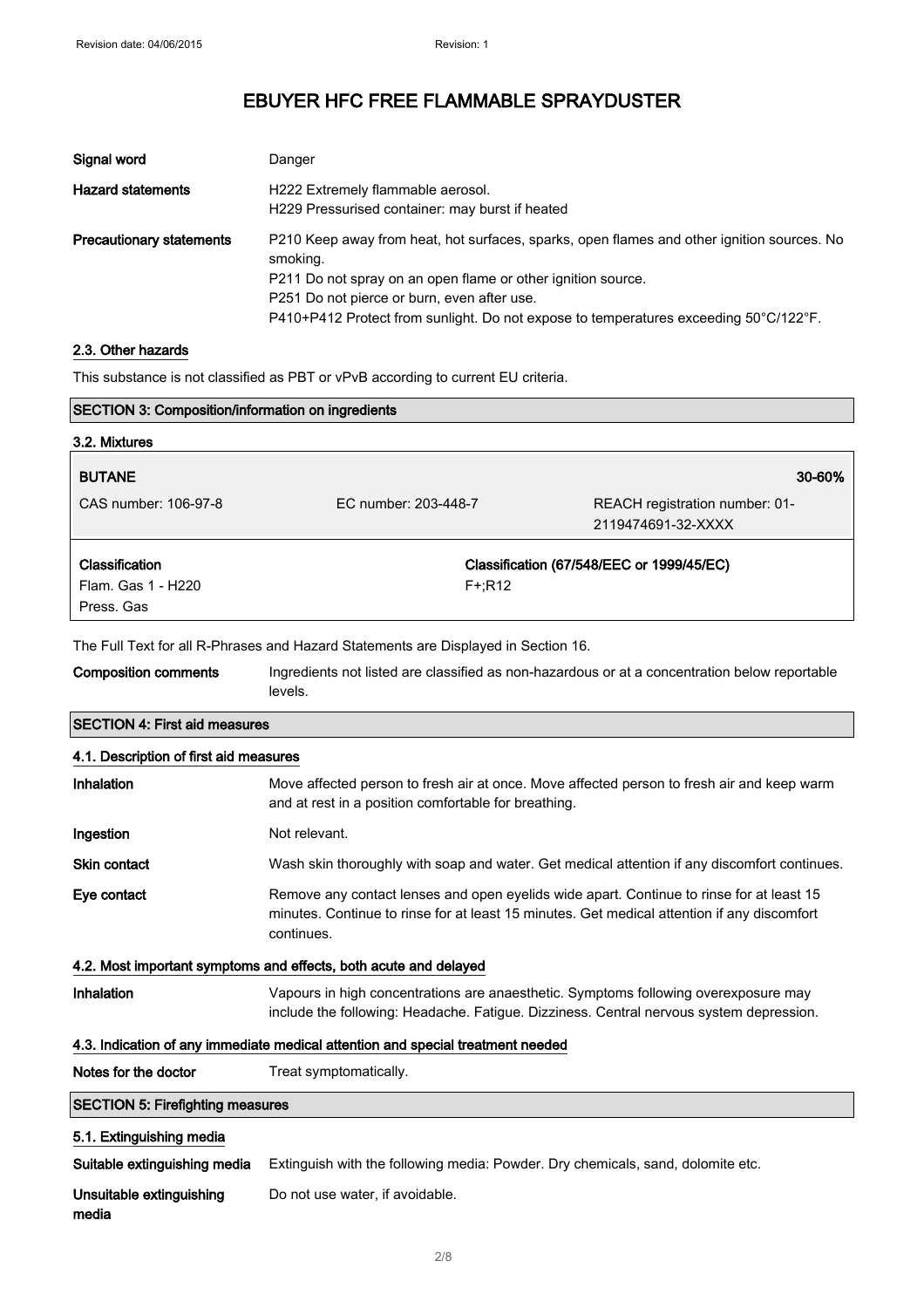| | |
|---|---|
| **Signal word** | Danger |
| **Hazard statements** | H222 Extremely flammable aerosol.<br>H229 Pressurised container: may burst if heated |
| **Precautionary statements** | P210 Keep away from heat, hot surfaces, sparks, open flames and other ignition sources. No smoking.<br>P211 Do not spray on an open flame or other ignition source.<br>P251 Do not pierce or burn, even after use.<br>P410+P412 Protect from sunlight. Do not expose to temperatures exceeding 50°C/122°F. |

### 2.3. Other hazards

This substance is not classified as PBT or vPvB according to current EU criteria.

## SECTION 3: Composition/information on ingredients

### 3.2. Mixtures

| **BUTANE** | | **30-60%** |
|---|---|---|
| CAS number: 106-97-8 | EC number: 203-448-7 | REACH registration number: 01-2119474691-32-XXXX |
| **Classification**<br>Flam. Gas 1 - H220<br>Press. Gas | | **Classification (67/548/EEC or 1999/45/EC)**<br>F+;R12 |

The Full Text for all R-Phrases and Hazard Statements are Displayed in Section 16.

| | |
|---|---|
| **Composition comments** | Ingredients not listed are classified as non-hazardous or at a concentration below reportable levels. |

## SECTION 4: First aid measures

### 4.1. Description of first aid measures

| | |
|---|---|
| **Inhalation** | Move affected person to fresh air at once. Move affected person to fresh air and keep warm and at rest in a position comfortable for breathing. |
| **Ingestion** | Not relevant. |
| **Skin contact** | Wash skin thoroughly with soap and water. Get medical attention if any discomfort continues. |
| **Eye contact** | Remove any contact lenses and open eyelids wide apart. Continue to rinse for at least 15 minutes. Continue to rinse for at least 15 minutes. Get medical attention if any discomfort continues. |

### 4.2. Most important symptoms and effects, both acute and delayed

| | |
|---|---|
| **Inhalation** | Vapours in high concentrations are anaesthetic. Symptoms following overexposure may include the following: Headache. Fatigue. Dizziness. Central nervous system depression. |

### 4.3. Indication of any immediate medical attention and special treatment needed

| | |
|---|---|
| **Notes for the doctor** | Treat symptomatically. |

## SECTION 5: Firefighting measures

### 5.1. Extinguishing media

| | |
|---|---|
| **Suitable extinguishing media** | Extinguish with the following media: Powder. Dry chemicals, sand, dolomite etc. |
| **Unsuitable extinguishing media** | Do not use water, if avoidable. |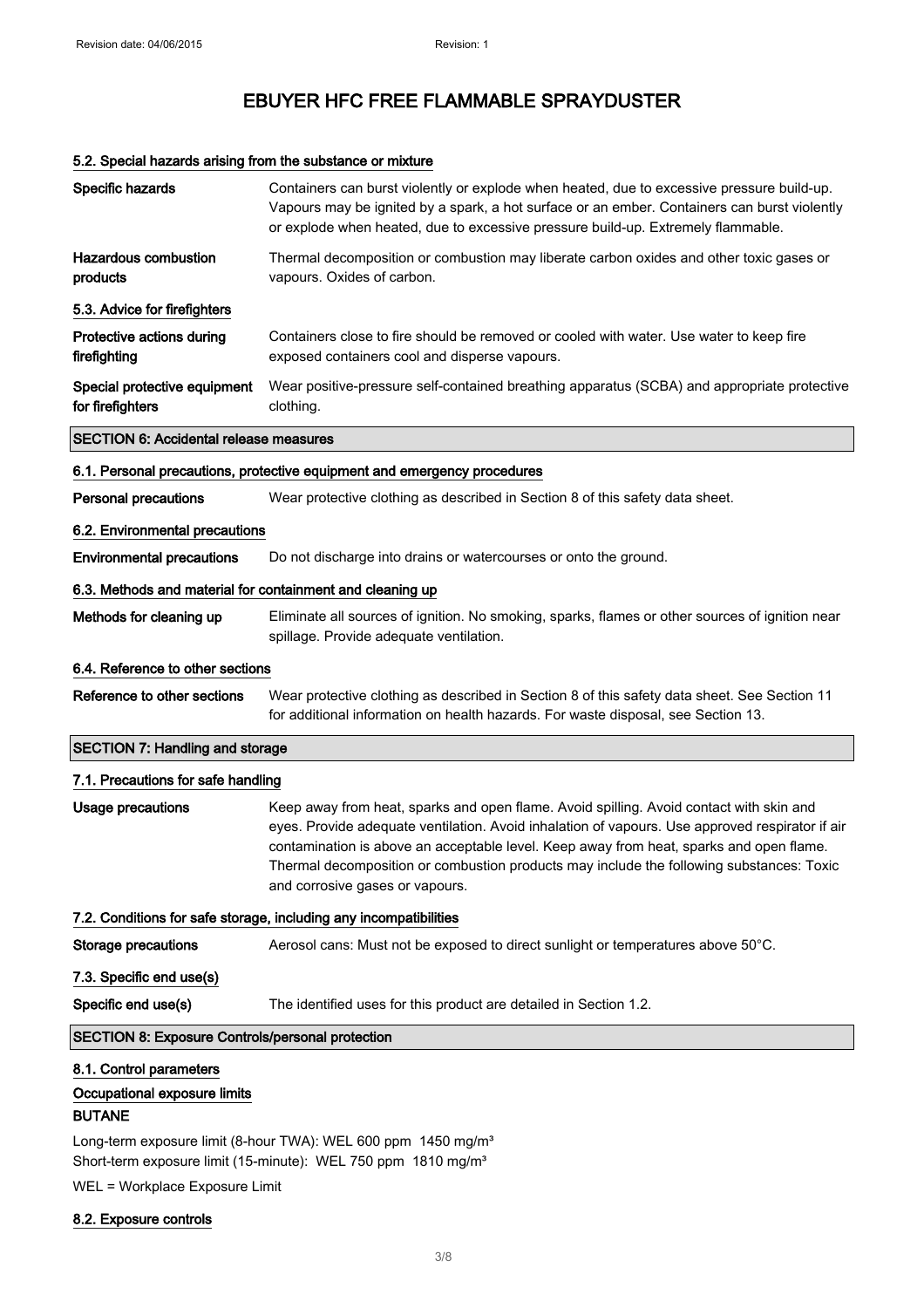# EBUYER HFC FREE FLAMMABLE SPRAYDUSTER

#### 5.2. Special hazards arising from the substance or mixture

| | |
|---|---|
| **Specific hazards** | Containers can burst violently or explode when heated, due to excessive pressure build-up. Vapours may be ignited by a spark, a hot surface or an ember. Containers can burst violently or explode when heated, due to excessive pressure build-up. Extremely flammable. |
| **Hazardous combustion products** | Thermal decomposition or combustion may liberate carbon oxides and other toxic gases or vapours. Oxides of carbon. |

#### 5.3. Advice for firefighters

| | |
|---|---|
| **Protective actions during firefighting** | Containers close to fire should be removed or cooled with water. Use water to keep fire exposed containers cool and disperse vapours. |
| **Special protective equipment for firefighters** | Wear positive-pressure self-contained breathing apparatus (SCBA) and appropriate protective clothing. |

## SECTION 6: Accidental release measures

#### 6.1. Personal precautions, protective equipment and emergency procedures

**Personal precautions** Wear protective clothing as described in Section 8 of this safety data sheet.

#### 6.2. Environmental precautions

**Environmental precautions** Do not discharge into drains or watercourses or onto the ground.

#### 6.3. Methods and material for containment and cleaning up

**Methods for cleaning up** Eliminate all sources of ignition. No smoking, sparks, flames or other sources of ignition near spillage. Provide adequate ventilation.

#### 6.4. Reference to other sections

**Reference to other sections** Wear protective clothing as described in Section 8 of this safety data sheet. See Section 11 for additional information on health hazards. For waste disposal, see Section 13.

## SECTION 7: Handling and storage

#### 7.1. Precautions for safe handling

**Usage precautions** Keep away from heat, sparks and open flame. Avoid spilling. Avoid contact with skin and eyes. Provide adequate ventilation. Avoid inhalation of vapours. Use approved respirator if air contamination is above an acceptable level. Keep away from heat, sparks and open flame. Thermal decomposition or combustion products may include the following substances: Toxic and corrosive gases or vapours.

#### 7.2. Conditions for safe storage, including any incompatibilities

**Storage precautions** Aerosol cans: Must not be exposed to direct sunlight or temperatures above 50°C.

#### 7.3. Specific end use(s)

**Specific end use(s)** The identified uses for this product are detailed in Section 1.2.

## SECTION 8: Exposure Controls/personal protection

#### 8.1. Control parameters

#### Occupational exposure limits

**BUTANE**

Long-term exposure limit (8-hour TWA): WEL 600 ppm 1450 mg/m³
Short-term exposure limit (15-minute): WEL 750 ppm 1810 mg/m³

WEL = Workplace Exposure Limit

#### 8.2. Exposure controls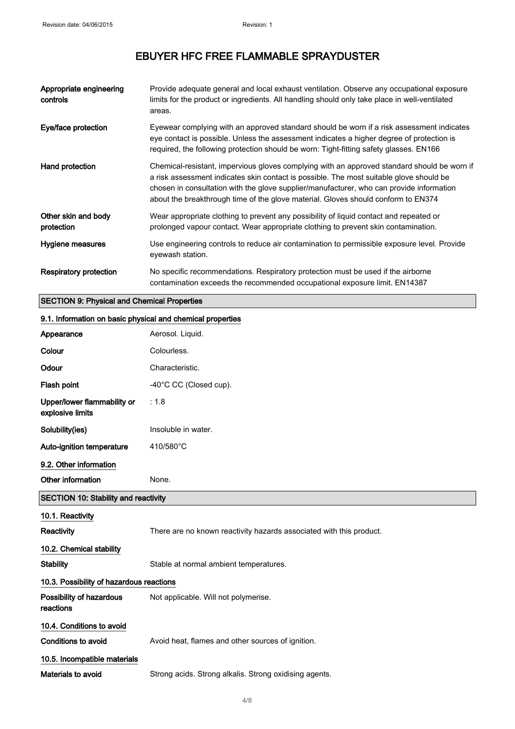| | |
|---|---|
| **Appropriate engineering controls** | Provide adequate general and local exhaust ventilation. Observe any occupational exposure limits for the product or ingredients. All handling should only take place in well-ventilated areas. |
| **Eye/face protection** | Eyewear complying with an approved standard should be worn if a risk assessment indicates eye contact is possible. Unless the assessment indicates a higher degree of protection is required, the following protection should be worn: Tight-fitting safety glasses. EN166 |
| **Hand protection** | Chemical-resistant, impervious gloves complying with an approved standard should be worn if a risk assessment indicates skin contact is possible. The most suitable glove should be chosen in consultation with the glove supplier/manufacturer, who can provide information about the breakthrough time of the glove material. Gloves should conform to EN374 |
| **Other skin and body protection** | Wear appropriate clothing to prevent any possibility of liquid contact and repeated or prolonged vapour contact. Wear appropriate clothing to prevent skin contamination. |
| **Hygiene measures** | Use engineering controls to reduce air contamination to permissible exposure level. Provide eyewash station. |
| **Respiratory protection** | No specific recommendations. Respiratory protection must be used if the airborne contamination exceeds the recommended occupational exposure limit. EN14387 |

## SECTION 9: Physical and Chemical Properties

### 9.1. Information on basic physical and chemical properties

| | |
|---|---|
| **Appearance** | Aerosol. Liquid. |
| **Colour** | Colourless. |
| **Odour** | Characteristic. |
| **Flash point** | -40°C CC (Closed cup). |
| **Upper/lower flammability or explosive limits** | : 1.8 |
| **Solubility(ies)** | Insoluble in water. |
| **Auto-ignition temperature** | 410/580°C |

### 9.2. Other information

| | |
|---|---|
| **Other information** | None. |

## SECTION 10: Stability and reactivity

### 10.1. Reactivity

| | |
|---|---|
| **Reactivity** | There are no known reactivity hazards associated with this product. |

### 10.2. Chemical stability

| | |
|---|---|
| **Stability** | Stable at normal ambient temperatures. |

### 10.3. Possibility of hazardous reactions

| | |
|---|---|
| **Possibility of hazardous reactions** | Not applicable. Will not polymerise. |

### 10.4. Conditions to avoid

| | |
|---|---|
| **Conditions to avoid** | Avoid heat, flames and other sources of ignition. |

### 10.5. Incompatible materials

| | |
|---|---|
| **Materials to avoid** | Strong acids. Strong alkalis. Strong oxidising agents. |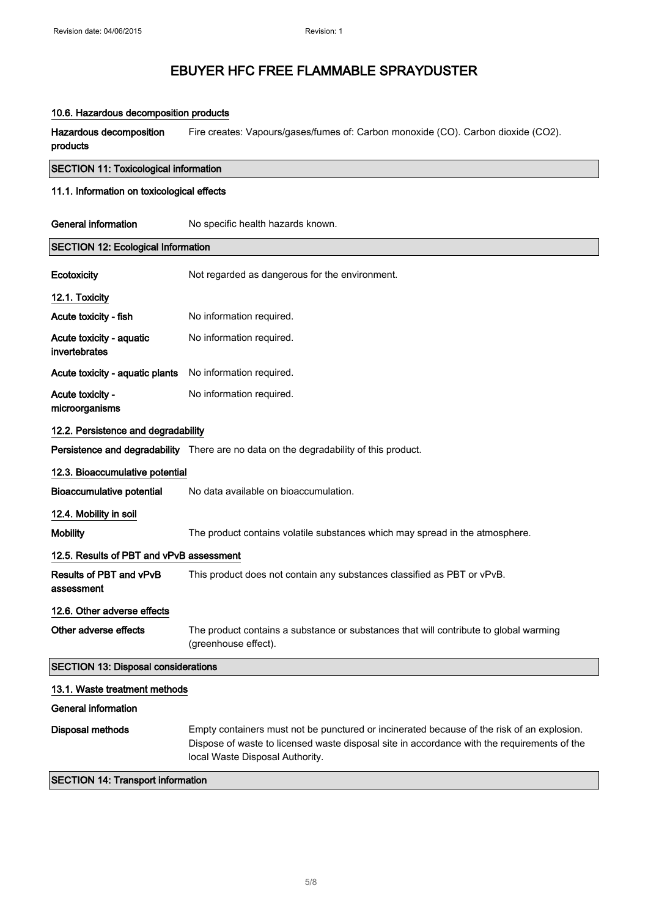# EBUYER HFC FREE FLAMMABLE SPRAYDUSTER

### 10.6. Hazardous decomposition products

**Hazardous decomposition products** Fire creates: Vapours/gases/fumes of: Carbon monoxide (CO). Carbon dioxide ($CO_2$).

## SECTION 11: Toxicological information

### 11.1. Information on toxicological effects

**General information** No specific health hazards known.

## SECTION 12: Ecological Information

**Ecotoxicity** Not regarded as dangerous for the environment.

### 12.1. Toxicity

**Acute toxicity - fish** No information required.

**Acute toxicity - aquatic invertebrates** No information required.

**Acute toxicity - aquatic plants** No information required.

**Acute toxicity - microorganisms** No information required.

### 12.2. Persistence and degradability

**Persistence and degradability** There are no data on the degradability of this product.

### 12.3. Bioaccumulative potential

**Bioaccumulative potential** No data available on bioaccumulation.

### 12.4. Mobility in soil

**Mobility** The product contains volatile substances which may spread in the atmosphere.

### 12.5. Results of PBT and vPvB assessment

**Results of PBT and vPvB assessment** This product does not contain any substances classified as PBT or vPvB.

### 12.6. Other adverse effects

**Other adverse effects** The product contains a substance or substances that will contribute to global warming (greenhouse effect).

## SECTION 13: Disposal considerations

### 13.1. Waste treatment methods

**General information**

**Disposal methods** Empty containers must not be punctured or incinerated because of the risk of an explosion. Dispose of waste to licensed waste disposal site in accordance with the requirements of the local Waste Disposal Authority.

## SECTION 14: Transport information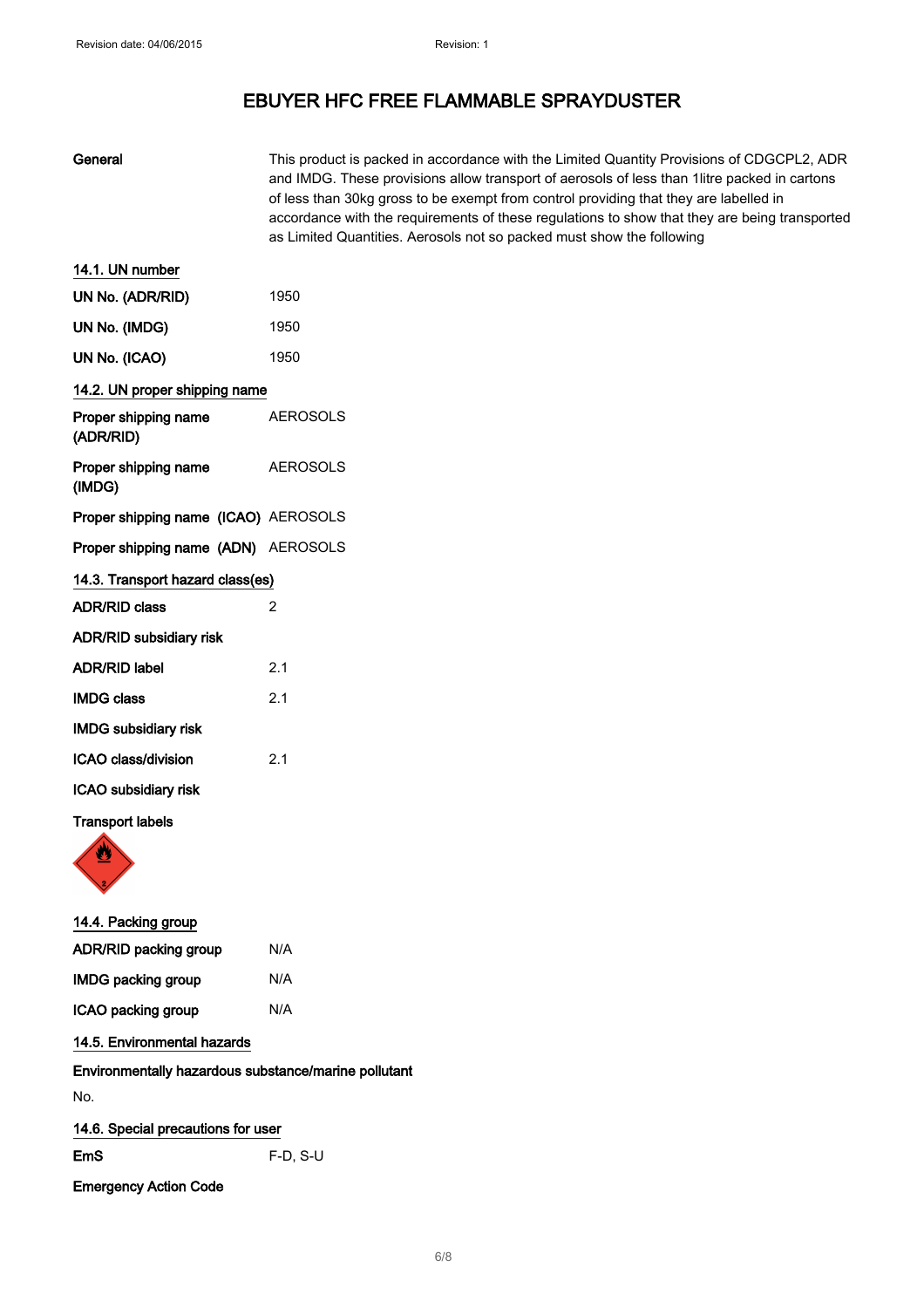# EBUYER HFC FREE FLAMMABLE SPRAYDUSTER

| | |
|---|---|
| **General** | This product is packed in accordance with the Limited Quantity Provisions of CDGCPL2, ADR and IMDG. These provisions allow transport of aerosols of less than 1litre packed in cartons of less than 30kg gross to be exempt from control providing that they are labelled in accordance with the requirements of these regulations to show that they are being transported as Limited Quantities. Aerosols not so packed must show the following |

## 14.1. UN number

| | |
|---|---|
| **UN No. (ADR/RID)** | 1950 |
| **UN No. (IMDG)** | 1950 |
| **UN No. (ICAO)** | 1950 |

## 14.2. UN proper shipping name

| | |
|---|---|
| **Proper shipping name (ADR/RID)** | AEROSOLS |
| **Proper shipping name (IMDG)** | AEROSOLS |
| **Proper shipping name (ICAO)** | AEROSOLS |
| **Proper shipping name (ADN)** | AEROSOLS |

## 14.3. Transport hazard class(es)

| | |
|---|---|
| **ADR/RID class** | 2 |
| **ADR/RID subsidiary risk** | |
| **ADR/RID label** | 2.1 |
| **IMDG class** | 2.1 |
| **IMDG subsidiary risk** | |
| **ICAO class/division** | 2.1 |
| **ICAO subsidiary risk** | |

**Transport labels**

## 14.4. Packing group

| | |
|---|---|
| **ADR/RID packing group** | N/A |
| **IMDG packing group** | N/A |
| **ICAO packing group** | N/A |

## 14.5. Environmental hazards

**Environmentally hazardous substance/marine pollutant**

No.

## 14.6. Special precautions for user

| | |
|---|---|
| **EmS** | F-D, S-U |

**Emergency Action Code**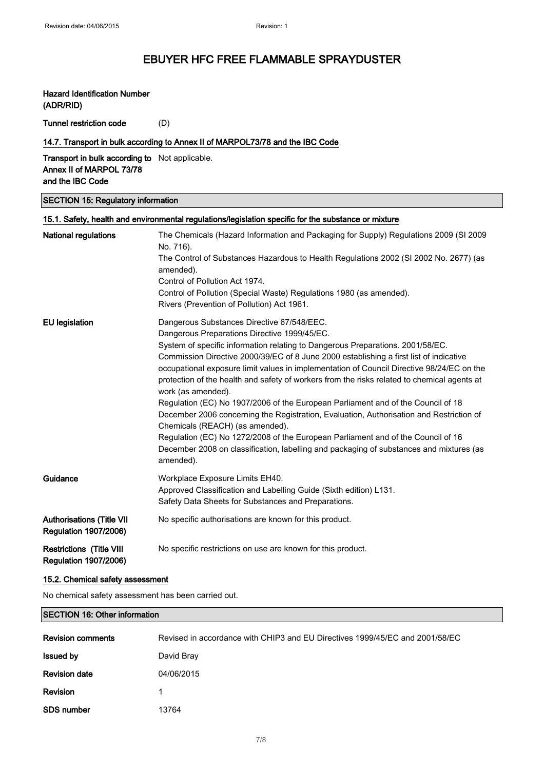# EBUYER HFC FREE FLAMMABLE SPRAYDUSTER

| | |
|---|---|
| **Hazard Identification Number (ADR/RID)** | |
| **Tunnel restriction code** | (D) |

### 14.7. Transport in bulk according to Annex II of MARPOL73/78 and the IBC Code

| | |
|---|---|
| **Transport in bulk according to Annex II of MARPOL 73/78 and the IBC Code** | Not applicable. |

## SECTION 15: Regulatory information

### 15.1. Safety, health and environmental regulations/legislation specific for the substance or mixture

| | |
|---|---|
| **National regulations** | The Chemicals (Hazard Information and Packaging for Supply) Regulations 2009 (SI 2009 No. 716).<br>The Control of Substances Hazardous to Health Regulations 2002 (SI 2002 No. 2677) (as amended).<br>Control of Pollution Act 1974.<br>Control of Pollution (Special Waste) Regulations 1980 (as amended).<br>Rivers (Prevention of Pollution) Act 1961. |
| **EU legislation** | Dangerous Substances Directive 67/548/EEC.<br>Dangerous Preparations Directive 1999/45/EC.<br>System of specific information relating to Dangerous Preparations. 2001/58/EC.<br>Commission Directive 2000/39/EC of 8 June 2000 establishing a first list of indicative occupational exposure limit values in implementation of Council Directive 98/24/EC on the protection of the health and safety of workers from the risks related to chemical agents at work (as amended).<br>Regulation (EC) No 1907/2006 of the European Parliament and of the Council of 18 December 2006 concerning the Registration, Evaluation, Authorisation and Restriction of Chemicals (REACH) (as amended).<br>Regulation (EC) No 1272/2008 of the European Parliament and of the Council of 16 December 2008 on classification, labelling and packaging of substances and mixtures (as amended). |
| **Guidance** | Workplace Exposure Limits EH40.<br>Approved Classification and Labelling Guide (Sixth edition) L131.<br>Safety Data Sheets for Substances and Preparations. |
| **Authorisations (Title VII Regulation 1907/2006)** | No specific authorisations are known for this product. |
| **Restrictions (Title VIII Regulation 1907/2006)** | No specific restrictions on use are known for this product. |

### 15.2. Chemical safety assessment

No chemical safety assessment has been carried out.

## SECTION 16: Other information

| | |
|---|---|
| **Revision comments** | Revised in accordance with CHIP3 and EU Directives 1999/45/EC and 2001/58/EC |
| **Issued by** | David Bray |
| **Revision date** | 04/06/2015 |
| **Revision** | 1 |
| **SDS number** | 13764 |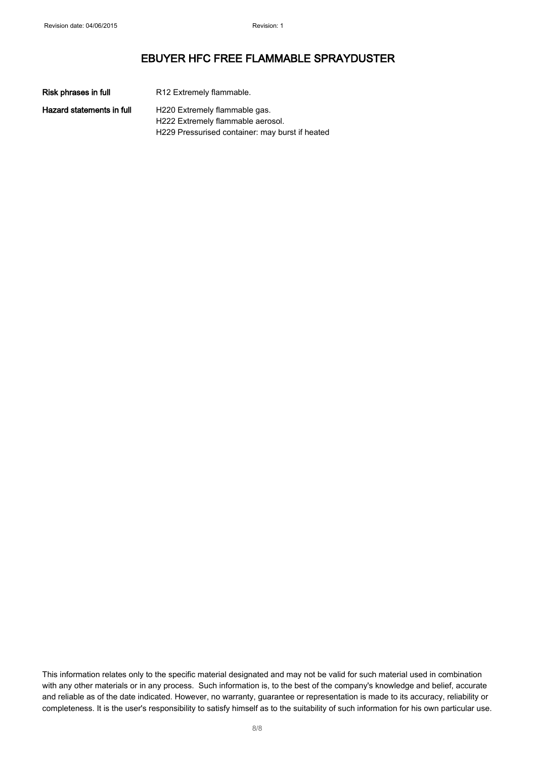| | |
|---|---|
| **Risk phrases in full** | R12 Extremely flammable. |
| **Hazard statements in full** | H220 Extremely flammable gas.<br>H222 Extremely flammable aerosol.<br>H229 Pressurised container: may burst if heated |

This information relates only to the specific material designated and may not be valid for such material used in combination with any other materials or in any process. Such information is, to the best of the company's knowledge and belief, accurate and reliable as of the date indicated. However, no warranty, guarantee or representation is made to its accuracy, reliability or completeness. It is the user's responsibility to satisfy himself as to the suitability of such information for his own particular use.